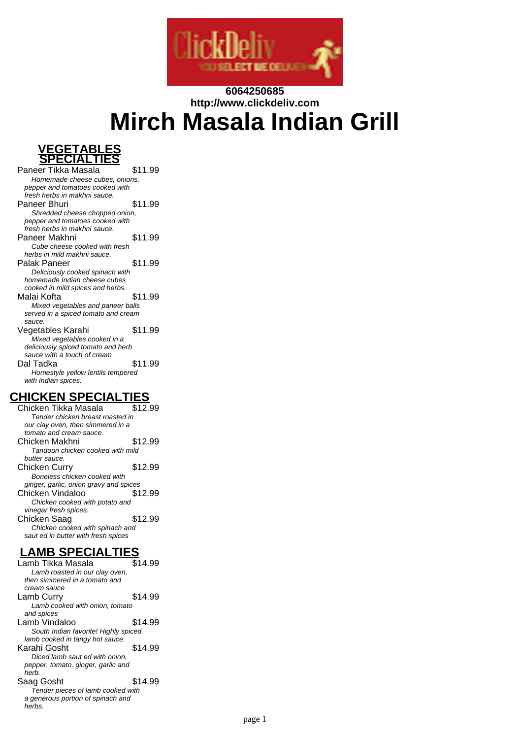**6064250685**
**http://www.clickdeliv.com**

# Mirch Masala Indian Grill

## VEGETABLES SPECIALTIES

Paneer Tikka Masala $11.99
*Homemade cheese cubes, onions, pepper and tomatoes cooked with fresh herbs in makhni sauce.*

Paneer Bhuri $11.99
*Shredded cheese chopped onion, pepper and tomatoes cooked with fresh herbs in makhni sauce.*

Paneer Makhni $11.99
*Cube cheese cooked with fresh herbs in mild makhni sauce.*

Palak Paneer $11.99
*Deliciously cooked spinach with homemade Indian cheese cubes cooked in mild spices and herbs.*

Malai Kofta $11.99
*Mixed vegetables and paneer balls served in a spiced tomato and cream sauce.*

Vegetables Karahi $11.99
*Mixed vegetables cooked in a deliciously spiced tomato and herb sauce with a touch of cream*

Dal Tadka $11.99
*Homestyle yellow lentils tempered with Indian spices.*

## CHICKEN SPECIALTIES

Chicken Tikka Masala $12.99
*Tender chicken breast roasted in our clay oven, then simmered in a tomato and cream sauce.*

Chicken Makhni $12.99
*Tandoori chicken cooked with mild butter sauce.*

Chicken Curry $12.99
*Boneless chicken cooked with ginger, garlic, onion gravy and spices*

Chicken Vindaloo $12.99
*Chicken cooked with potato and vinegar fresh spices.*

Chicken Saag $12.99
*Chicken cooked with spinach and saut ed in butter with fresh spices*

## LAMB SPECIALTIES

Lamb Tikka Masala $14.99
*Lamb roasted in our clay oven, then simmered in a tomato and cream sauce*

Lamb Curry $14.99
*Lamb cooked with onion, tomato and spices*

Lamb Vindaloo $14.99
*South Indian favorite! Highly spiced lamb cooked in tangy hot sauce.*

Karahi Gosht $14.99
*Diced lamb saut ed with onion, pepper, tomato, ginger, garlic and herb.*

Saag Gosht $14.99
*Tender pieces of lamb cooked with a generous portion of spinach and herbs.*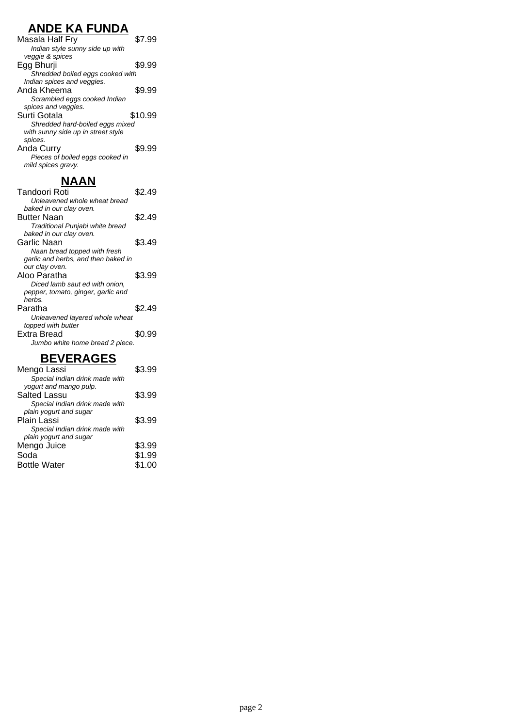## ANDE KA FUNDA

Masala Half Fry $7.99
*Indian style sunny side up with veggie & spices*

Egg Bhurji $9.99
*Shredded boiled eggs cooked with Indian spices and veggies.*

Anda Kheema $9.99
*Scrambled eggs cooked Indian spices and veggies.*

Surti Gotala $10.99
*Shredded hard-boiled eggs mixed with sunny side up in street style spices.*

Anda Curry $9.99
*Pieces of boiled eggs cooked in mild spices gravy.*

## NAAN

Tandoori Roti $2.49
*Unleavened whole wheat bread baked in our clay oven.*

Butter Naan $2.49
*Traditional Punjabi white bread baked in our clay oven.*

Garlic Naan $3.49
*Naan bread topped with fresh garlic and herbs, and then baked in our clay oven.*

Aloo Paratha $3.99
*Diced lamb saut ed with onion, pepper, tomato, ginger, garlic and herbs.*

Paratha $2.49
*Unleavened layered whole wheat topped with butter*

Extra Bread $0.99
*Jumbo white home bread 2 piece.*

## BEVERAGES

Mengo Lassi $3.99
*Special Indian drink made with yogurt and mango pulp.*

Salted Lassu $3.99
*Special Indian drink made with plain yogurt and sugar*

Plain Lassi $3.99
*Special Indian drink made with plain yogurt and sugar*

Mengo Juice $3.99

Soda $1.99

Bottle Water $1.00